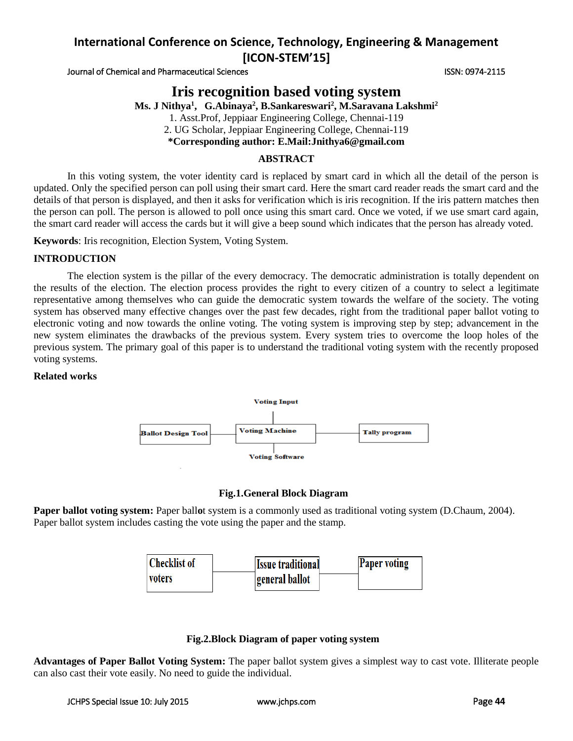# Iris recognition based voting system

**Ms. J Nithya[1], G.Abinaya[2], B.Sankareswari[2], M.Saravana Lakshmi[2]**

1. Asst.Prof, Jeppiaar Engineering College, Chennai-119

2. UG Scholar, Jeppiaar Engineering College, Chennai-119

**\*Corresponding author: E.Mail:Jnithya6@gmail.com**

## ABSTRACT

In this voting system, the voter identity card is replaced by smart card in which all the detail of the person is updated. Only the specified person can poll using their smart card. Here the smart card reader reads the smart card and the details of that person is displayed, and then it asks for verification which is iris recognition. If the iris pattern matches then the person can poll. The person is allowed to poll once using this smart card. Once we voted, if we use smart card again, the smart card reader will access the cards but it will give a beep sound which indicates that the person has already voted.

**Keywords**: Iris recognition, Election System, Voting System.

## INTRODUCTION

The election system is the pillar of the every democracy. The democratic administration is totally dependent on the results of the election. The election process provides the right to every citizen of a country to select a legitimate representative among themselves who can guide the democratic system towards the welfare of the society. The voting system has observed many effective changes over the past few decades, right from the traditional paper ballot voting to electronic voting and now towards the online voting. The voting system is improving step by step; advancement in the new system eliminates the drawbacks of the previous system. Every system tries to overcome the loop holes of the previous system. The primary goal of this paper is to understand the traditional voting system with the recently proposed voting systems.

### Related works

Voting Input

Ballot Design Tool — Voting Machine — Tally program

Voting Software

**Fig.1.General Block Diagram**

**Paper ballot voting system:** Paper ballot system is a commonly used as traditional voting system (D.Chaum, 2004). Paper ballot system includes casting the vote using the paper and the stamp.

Checklist of voters — Issue traditional general ballot — Paper voting

**Fig.2.Block Diagram of paper voting system**

**Advantages of Paper Ballot Voting System:** The paper ballot system gives a simplest way to cast vote. Illiterate people can also cast their vote easily. No need to guide the individual.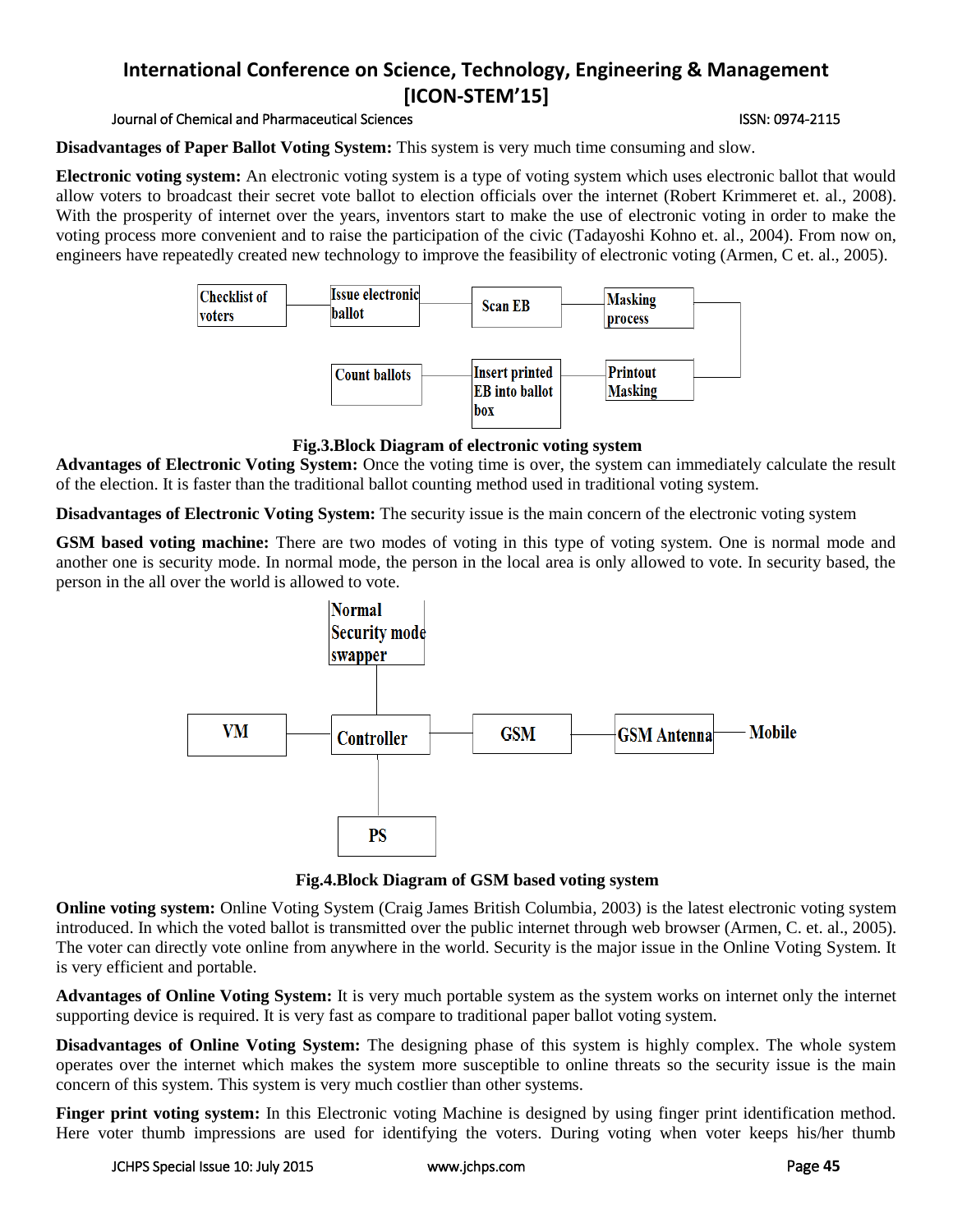**Disadvantages of Paper Ballot Voting System:** This system is very much time consuming and slow.

**Electronic voting system:** An electronic voting system is a type of voting system which uses electronic ballot that would allow voters to broadcast their secret vote ballot to election officials over the internet (Robert Krimmeret et. al., 2008). With the prosperity of internet over the years, inventors start to make the use of electronic voting in order to make the voting process more convenient and to raise the participation of the civic (Tadayoshi Kohno et. al., 2004). From now on, engineers have repeatedly created new technology to improve the feasibility of electronic voting (Armen, C et. al., 2005).

Checklist of voters | Issue electronic ballot | Scan EB | Masking process | Printout Masking | Insert printed EB into ballot box | Count ballots

**Fig.3.Block Diagram of electronic voting system**

**Advantages of Electronic Voting System:** Once the voting time is over, the system can immediately calculate the result of the election. It is faster than the traditional ballot counting method used in traditional voting system.

**Disadvantages of Electronic Voting System:** The security issue is the main concern of the electronic voting system

**GSM based voting machine:** There are two modes of voting in this type of voting system. One is normal mode and another one is security mode. In normal mode, the person in the local area is only allowed to vote. In security based, the person in the all over the world is allowed to vote.

Normal Security mode swapper | VM | Controller | GSM | GSM Antenna | Mobile | PS

**Fig.4.Block Diagram of GSM based voting system**

**Online voting system:** Online Voting System (Craig James British Columbia, 2003) is the latest electronic voting system introduced. In which the voted ballot is transmitted over the public internet through web browser (Armen, C. et. al., 2005). The voter can directly vote online from anywhere in the world. Security is the major issue in the Online Voting System. It is very efficient and portable.

**Advantages of Online Voting System:** It is very much portable system as the system works on internet only the internet supporting device is required. It is very fast as compare to traditional paper ballot voting system.

**Disadvantages of Online Voting System:** The designing phase of this system is highly complex. The whole system operates over the internet which makes the system more susceptible to online threats so the security issue is the main concern of this system. This system is very much costlier than other systems.

**Finger print voting system:** In this Electronic voting Machine is designed by using finger print identification method. Here voter thumb impressions are used for identifying the voters. During voting when voter keeps his/her thumb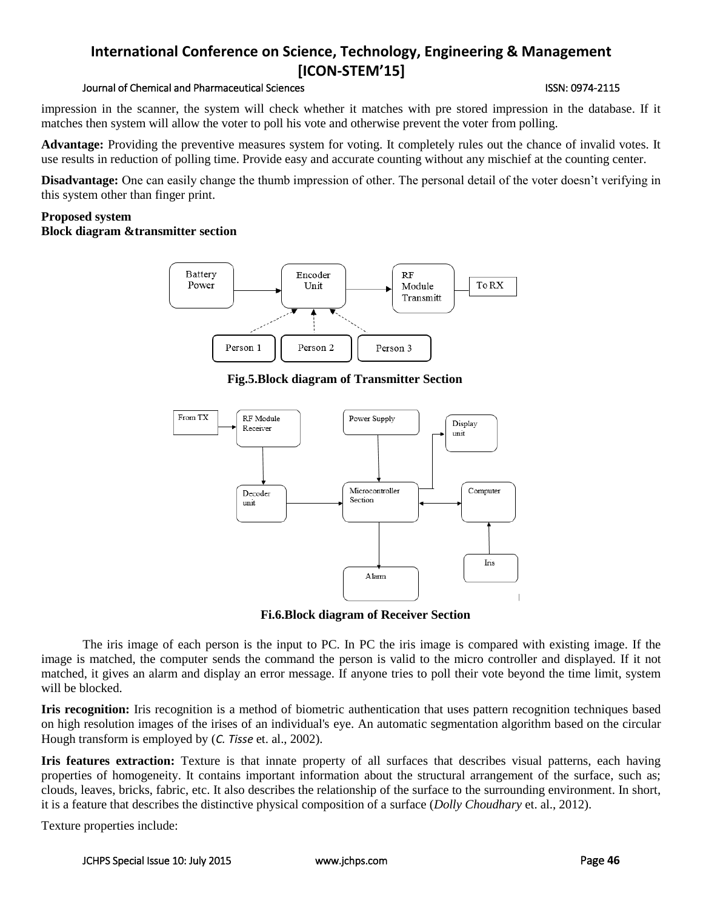impression in the scanner, the system will check whether it matches with pre stored impression in the database. If it matches then system will allow the voter to poll his vote and otherwise prevent the voter from polling.

**Advantage:** Providing the preventive measures system for voting. It completely rules out the chance of invalid votes. It use results in reduction of polling time. Provide easy and accurate counting without any mischief at the counting center.

**Disadvantage:** One can easily change the thumb impression of other. The personal detail of the voter doesn't verifying in this system other than finger print.

**Proposed system**

**Block diagram &transmitter section**

**Fig.5.Block diagram of Transmitter Section**

**Fi.6.Block diagram of Receiver Section**

The iris image of each person is the input to PC. In PC the iris image is compared with existing image. If the image is matched, the computer sends the command the person is valid to the micro controller and displayed. If it not matched, it gives an alarm and display an error message. If anyone tries to poll their vote beyond the time limit, system will be blocked.

**Iris recognition:** Iris recognition is a method of biometric authentication that uses pattern recognition techniques based on high resolution images of the irises of an individual's eye. An automatic segmentation algorithm based on the circular Hough transform is employed by (*C. Tisse* et. al., 2002).

**Iris features extraction:** Texture is that innate property of all surfaces that describes visual patterns, each having properties of homogeneity. It contains important information about the structural arrangement of the surface, such as; clouds, leaves, bricks, fabric, etc. It also describes the relationship of the surface to the surrounding environment. In short, it is a feature that describes the distinctive physical composition of a surface (*Dolly Choudhary* et. al., 2012).

Texture properties include: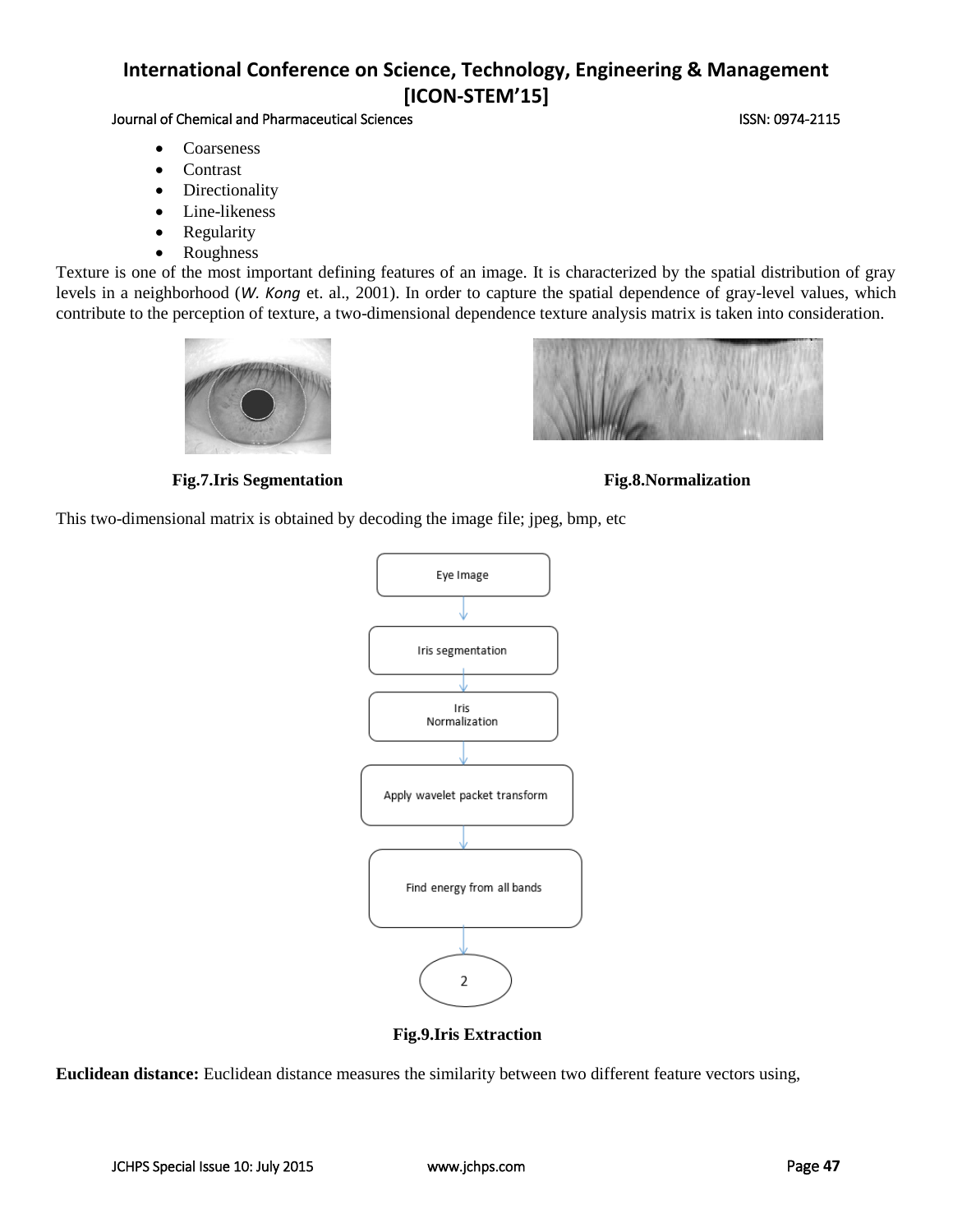- Coarseness
- Contrast
- Directionality
- Line-likeness
- Regularity
- Roughness

Texture is one of the most important defining features of an image. It is characterized by the spatial distribution of gray levels in a neighborhood (*W. Kong* et. al., 2001). In order to capture the spatial dependence of gray-level values, which contribute to the perception of texture, a two-dimensional dependence texture analysis matrix is taken into consideration.

**Fig.7.Iris Segmentation**

**Fig.8.Normalization**

This two-dimensional matrix is obtained by decoding the image file; jpeg, bmp, etc

Eye Image → Iris segmentation → Iris Normalization → Apply wavelet packet transform → Find energy from all bands → 2

**Fig.9.Iris Extraction**

**Euclidean distance:** Euclidean distance measures the similarity between two different feature vectors using,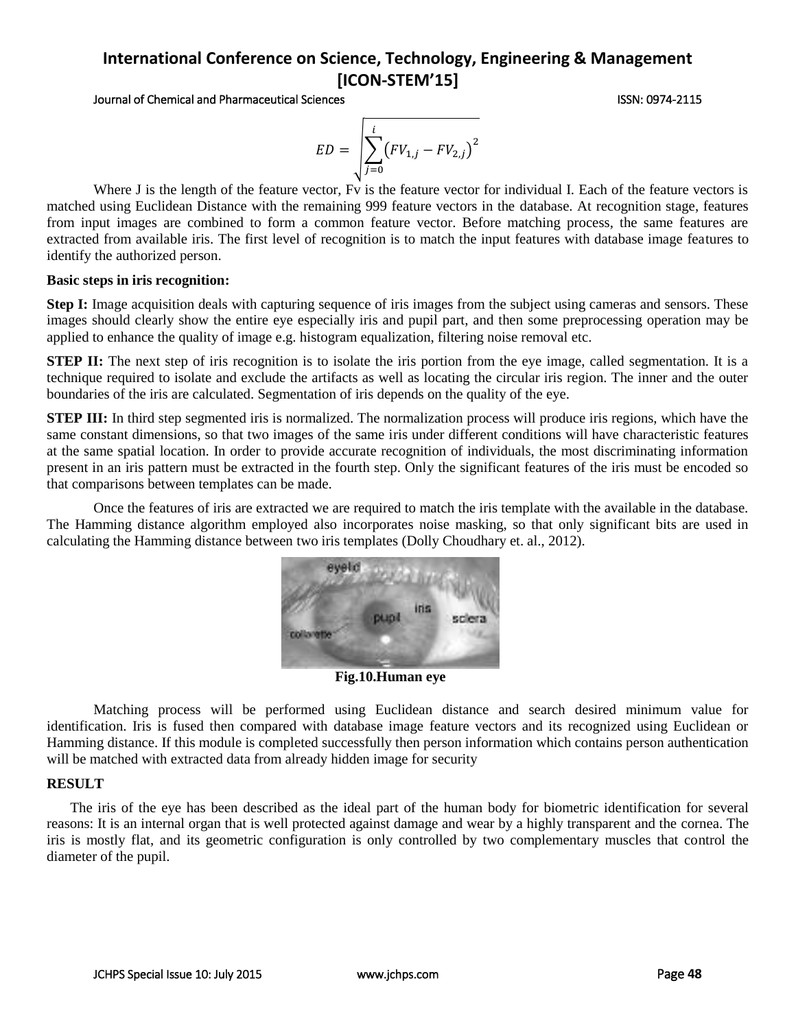$$ED = \sqrt{\sum_{j=0}^{i} \left(FV_{1,j} - FV_{2,j}\right)^2}$$

Where J is the length of the feature vector, Fv is the feature vector for individual I. Each of the feature vectors is matched using Euclidean Distance with the remaining 999 feature vectors in the database. At recognition stage, features from input images are combined to form a common feature vector. Before matching process, the same features are extracted from available iris. The first level of recognition is to match the input features with database image features to identify the authorized person.

**Basic steps in iris recognition:**

**Step I:** Image acquisition deals with capturing sequence of iris images from the subject using cameras and sensors. These images should clearly show the entire eye especially iris and pupil part, and then some preprocessing operation may be applied to enhance the quality of image e.g. histogram equalization, filtering noise removal etc.

**STEP II:** The next step of iris recognition is to isolate the iris portion from the eye image, called segmentation. It is a technique required to isolate and exclude the artifacts as well as locating the circular iris region. The inner and the outer boundaries of the iris are calculated. Segmentation of iris depends on the quality of the eye.

**STEP III:** In third step segmented iris is normalized. The normalization process will produce iris regions, which have the same constant dimensions, so that two images of the same iris under different conditions will have characteristic features at the same spatial location. In order to provide accurate recognition of individuals, the most discriminating information present in an iris pattern must be extracted in the fourth step. Only the significant features of the iris must be encoded so that comparisons between templates can be made.

Once the features of iris are extracted we are required to match the iris template with the available in the database. The Hamming distance algorithm employed also incorporates noise masking, so that only significant bits are used in calculating the Hamming distance between two iris templates (Dolly Choudhary et. al., 2012).

**Fig.10.Human eye**

Matching process will be performed using Euclidean distance and search desired minimum value for identification. Iris is fused then compared with database image feature vectors and its recognized using Euclidean or Hamming distance. If this module is completed successfully then person information which contains person authentication will be matched with extracted data from already hidden image for security

**RESULT**

The iris of the eye has been described as the ideal part of the human body for biometric identification for several reasons: It is an internal organ that is well protected against damage and wear by a highly transparent and the cornea. The iris is mostly flat, and its geometric configuration is only controlled by two complementary muscles that control the diameter of the pupil.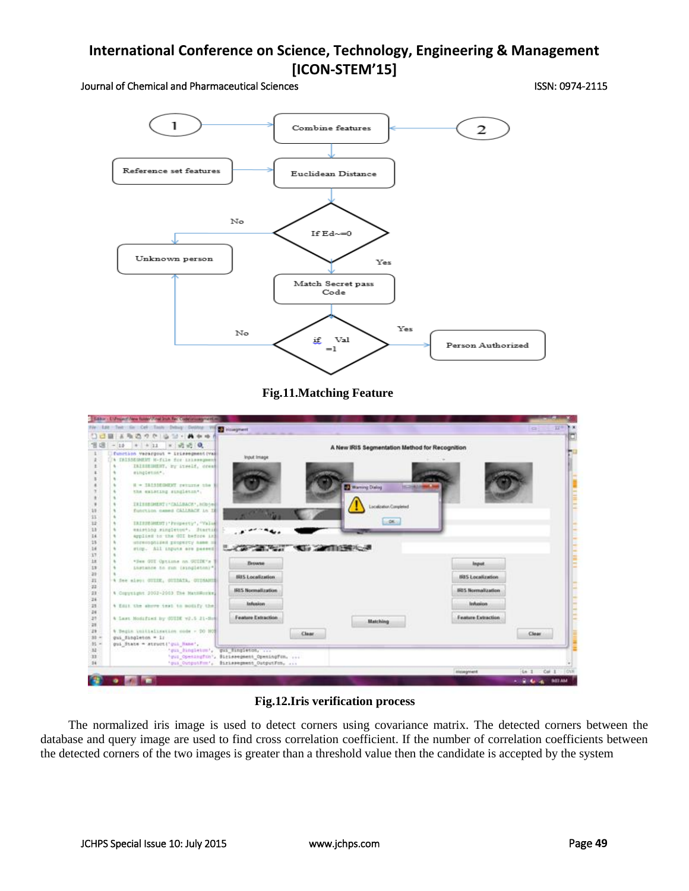Fig.11.Matching Feature

Fig.12.Iris verification process

The normalized iris image is used to detect corners using covariance matrix. The detected corners between the database and query image are used to find cross correlation coefficient. If the number of correlation coefficients between the detected corners of the two images is greater than a threshold value then the candidate is accepted by the system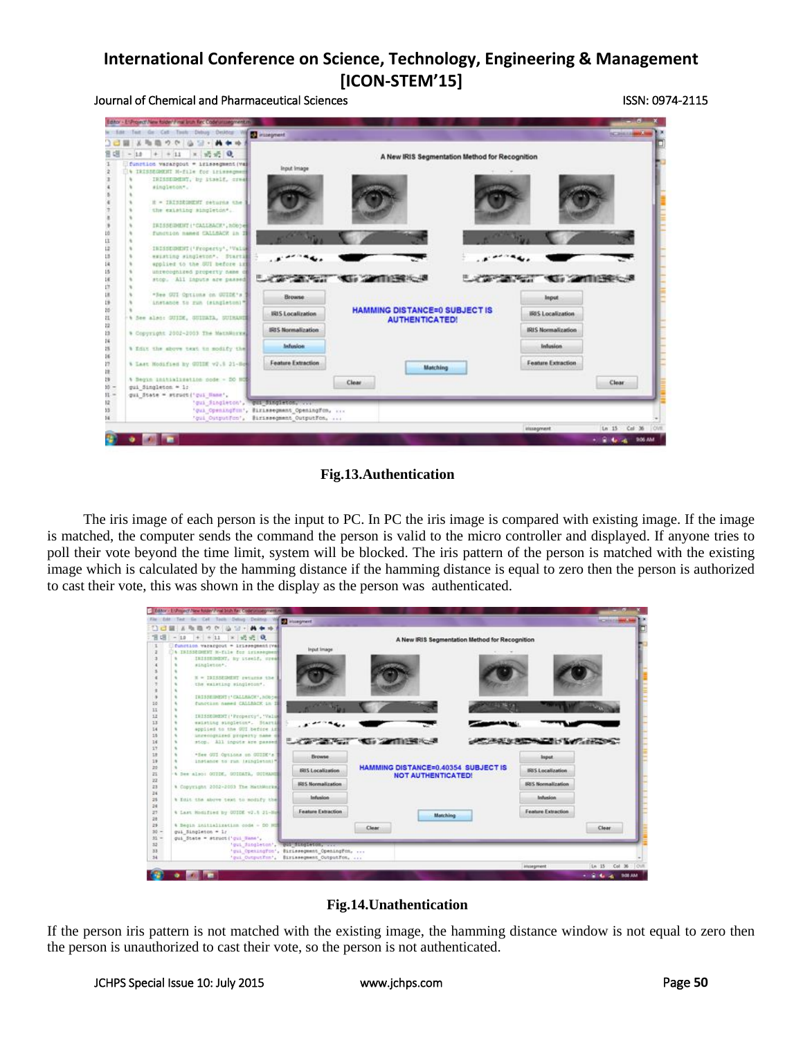Fig.13.Authentication

The iris image of each person is the input to PC. In PC the iris image is compared with existing image. If the image is matched, the computer sends the command the person is valid to the micro controller and displayed. If anyone tries to poll their vote beyond the time limit, system will be blocked. The iris pattern of the person is matched with the existing image which is calculated by the hamming distance if the hamming distance is equal to zero then the person is authorized to cast their vote, this was shown in the display as the person was authenticated.

Fig.14.Unathentication

If the person iris pattern is not matched with the existing image, the hamming distance window is not equal to zero then the person is unauthorized to cast their vote, so the person is not authenticated.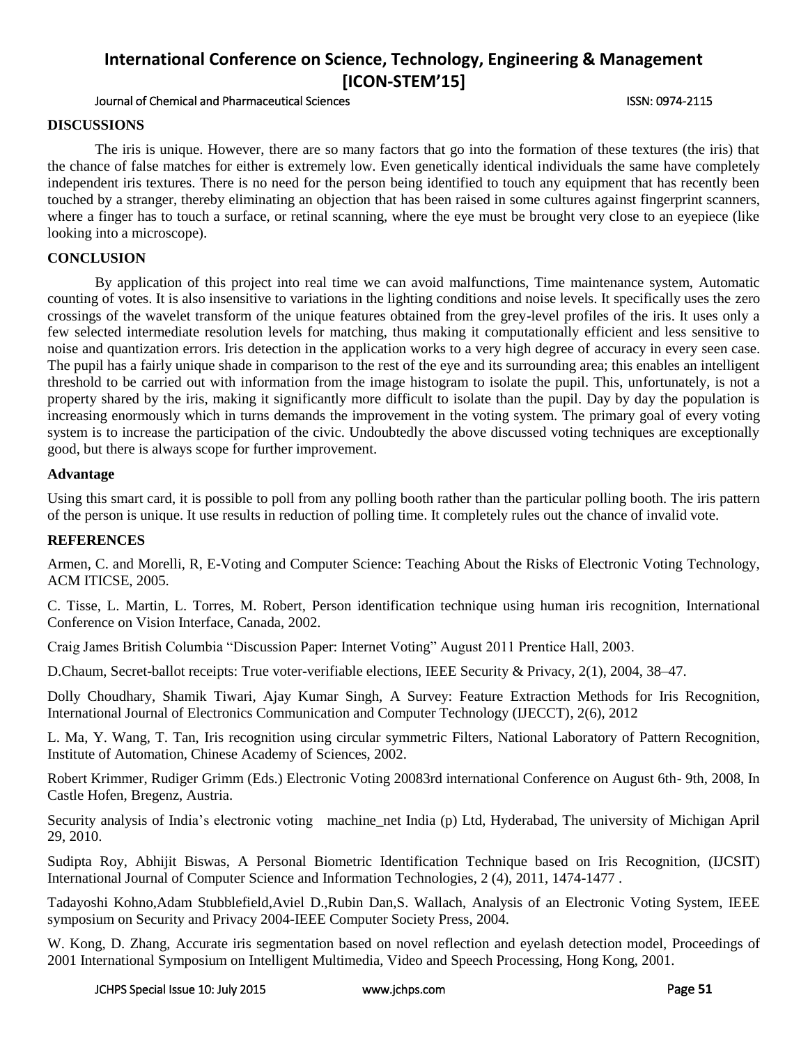## DISCUSSIONS

The iris is unique. However, there are so many factors that go into the formation of these textures (the iris) that the chance of false matches for either is extremely low. Even genetically identical individuals the same have completely independent iris textures. There is no need for the person being identified to touch any equipment that has recently been touched by a stranger, thereby eliminating an objection that has been raised in some cultures against fingerprint scanners, where a finger has to touch a surface, or retinal scanning, where the eye must be brought very close to an eyepiece (like looking into a microscope).

## CONCLUSION

By application of this project into real time we can avoid malfunctions, Time maintenance system, Automatic counting of votes. It is also insensitive to variations in the lighting conditions and noise levels. It specifically uses the zero crossings of the wavelet transform of the unique features obtained from the grey-level profiles of the iris. It uses only a few selected intermediate resolution levels for matching, thus making it computationally efficient and less sensitive to noise and quantization errors. Iris detection in the application works to a very high degree of accuracy in every seen case. The pupil has a fairly unique shade in comparison to the rest of the eye and its surrounding area; this enables an intelligent threshold to be carried out with information from the image histogram to isolate the pupil. This, unfortunately, is not a property shared by the iris, making it significantly more difficult to isolate than the pupil. Day by day the population is increasing enormously which in turns demands the improvement in the voting system. The primary goal of every voting system is to increase the participation of the civic. Undoubtedly the above discussed voting techniques are exceptionally good, but there is always scope for further improvement.

### Advantage

Using this smart card, it is possible to poll from any polling booth rather than the particular polling booth. The iris pattern of the person is unique. It use results in reduction of polling time. It completely rules out the chance of invalid vote.

## REFERENCES

Armen, C. and Morelli, R, E-Voting and Computer Science: Teaching About the Risks of Electronic Voting Technology, ACM ITICSE, 2005.

C. Tisse, L. Martin, L. Torres, M. Robert, Person identification technique using human iris recognition, International Conference on Vision Interface, Canada, 2002.

Craig James British Columbia "Discussion Paper: Internet Voting" August 2011 Prentice Hall, 2003.

D.Chaum, Secret-ballot receipts: True voter-verifiable elections, IEEE Security & Privacy, 2(1), 2004, 38–47.

Dolly Choudhary, Shamik Tiwari, Ajay Kumar Singh, A Survey: Feature Extraction Methods for Iris Recognition, International Journal of Electronics Communication and Computer Technology (IJECCT), 2(6), 2012

L. Ma, Y. Wang, T. Tan, Iris recognition using circular symmetric Filters, National Laboratory of Pattern Recognition, Institute of Automation, Chinese Academy of Sciences, 2002.

Robert Krimmer, Rudiger Grimm (Eds.) Electronic Voting 20083rd international Conference on August 6th- 9th, 2008, In Castle Hofen, Bregenz, Austria.

Security analysis of India's electronic voting machine_net India (p) Ltd, Hyderabad, The university of Michigan April 29, 2010.

Sudipta Roy, Abhijit Biswas, A Personal Biometric Identification Technique based on Iris Recognition, (IJCSIT) International Journal of Computer Science and Information Technologies, 2 (4), 2011, 1474-1477 .

Tadayoshi Kohno,Adam Stubblefield,Aviel D.,Rubin Dan,S. Wallach, Analysis of an Electronic Voting System, IEEE symposium on Security and Privacy 2004-IEEE Computer Society Press, 2004.

W. Kong, D. Zhang, Accurate iris segmentation based on novel reflection and eyelash detection model, Proceedings of 2001 International Symposium on Intelligent Multimedia, Video and Speech Processing, Hong Kong, 2001.